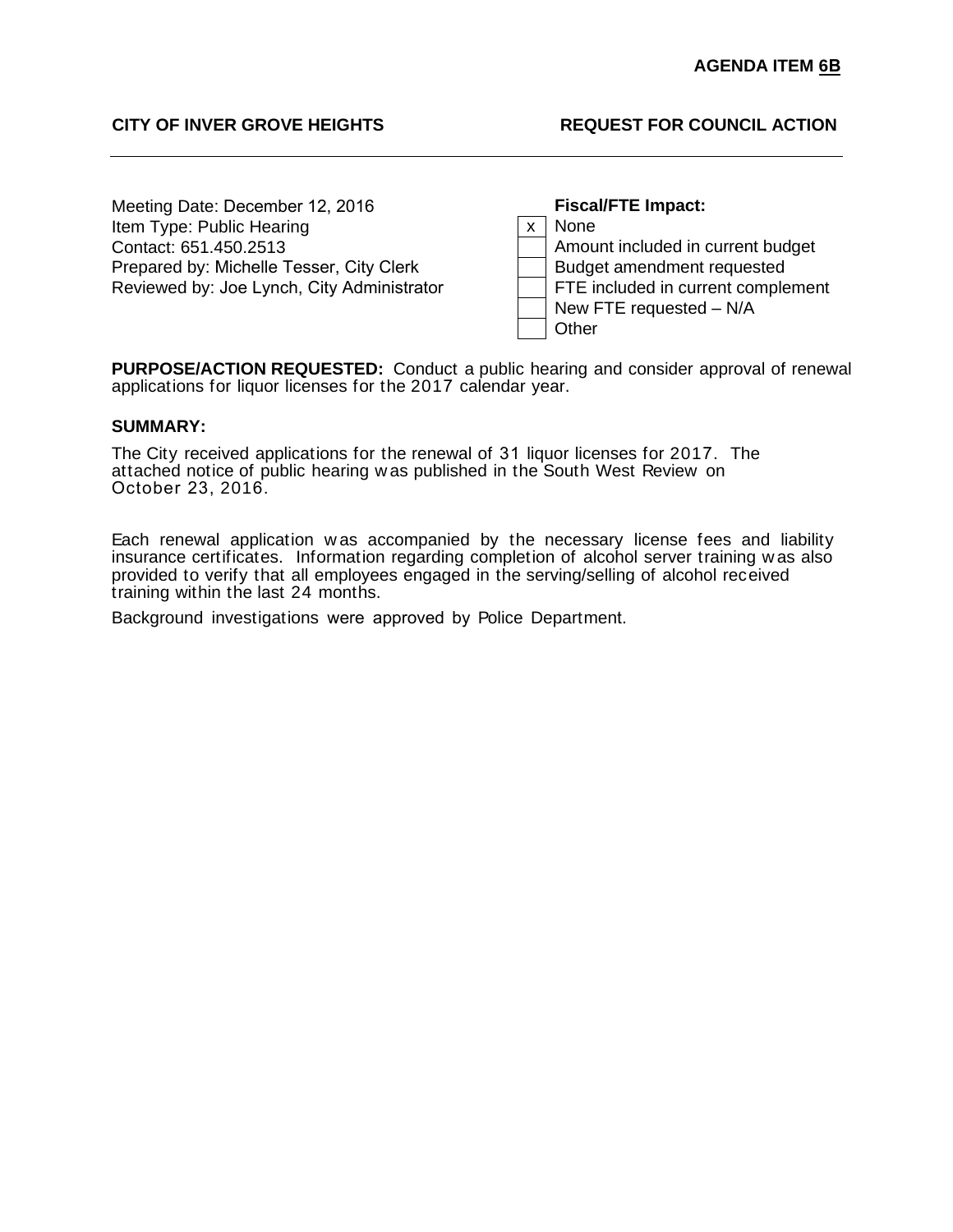**AGENDA ITEM 6B**

**CITY OF INVER GROVE HEIGHTS** **REQUEST FOR COUNCIL ACTION**

---

Meeting Date: December 12, 2016
Item Type: Public Hearing
Contact: 651.450.2513
Prepared by: Michelle Tesser, City Clerk
Reviewed by: Joe Lynch, City Administrator

**Fiscal/FTE Impact:**

| | |
|---|---|
| x | None |
| | Amount included in current budget |
| | Budget amendment requested |
| | FTE included in current complement |
| | New FTE requested – N/A |
| | Other |

**PURPOSE/ACTION REQUESTED:** Conduct a public hearing and consider approval of renewal applications for liquor licenses for the 2017 calendar year.

**SUMMARY:**

The City received applications for the renewal of 31 liquor licenses for 2017. The attached notice of public hearing was published in the South West Review on October 23, 2016.

Each renewal application was accompanied by the necessary license fees and liability insurance certificates. Information regarding completion of alcohol server training was also provided to verify that all employees engaged in the serving/selling of alcohol received training within the last 24 months.

Background investigations were approved by Police Department.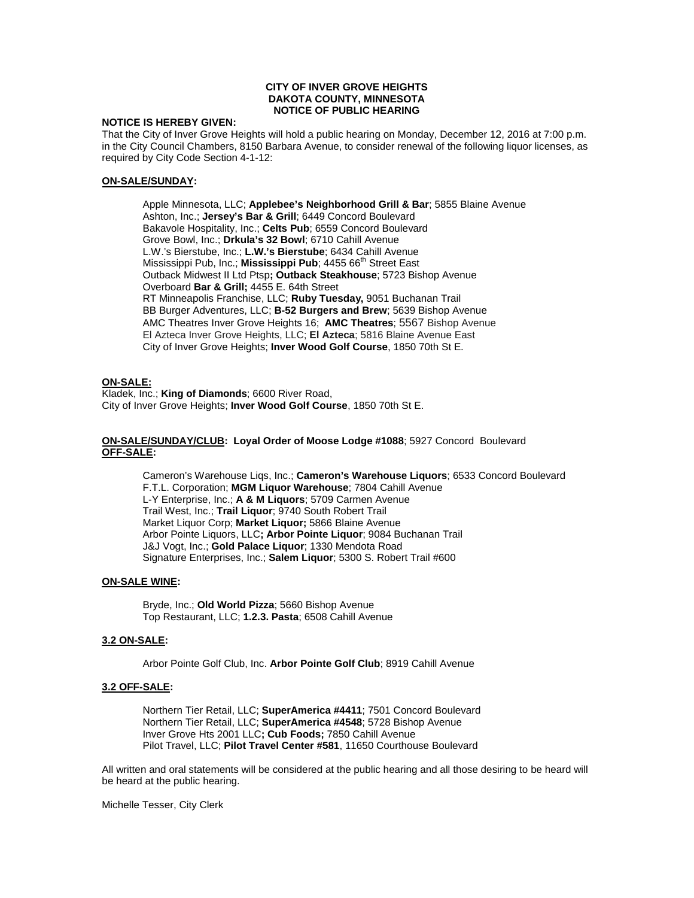**CITY OF INVER GROVE HEIGHTS**
**DAKOTA COUNTY, MINNESOTA**
**NOTICE OF PUBLIC HEARING**

**NOTICE IS HEREBY GIVEN:**

That the City of Inver Grove Heights will hold a public hearing on Monday, December 12, 2016 at 7:00 p.m. in the City Council Chambers, 8150 Barbara Avenue, to consider renewal of the following liquor licenses, as required by City Code Section 4-1-12:

**ON-SALE/SUNDAY:**

Apple Minnesota, LLC; **Applebee's Neighborhood Grill & Bar**; 5855 Blaine Avenue
Ashton, Inc.; **Jersey's Bar & Grill**; 6449 Concord Boulevard
Bakavole Hospitality, Inc.; **Celts Pub**; 6559 Concord Boulevard
Grove Bowl, Inc.; **Drkula's 32 Bowl**; 6710 Cahill Avenue
L.W.'s Bierstube, Inc.; **L.W.'s Bierstube**; 6434 Cahill Avenue
Mississippi Pub, Inc.; **Mississippi Pub**; 4455 66th Street East
Outback Midwest II Ltd Ptsp**; Outback Steakhouse**; 5723 Bishop Avenue
Overboard **Bar & Grill;** 4455 E. 64th Street
RT Minneapolis Franchise, LLC; **Ruby Tuesday,** 9051 Buchanan Trail
BB Burger Adventures, LLC; **B-52 Burgers and Brew**; 5639 Bishop Avenue
AMC Theatres Inver Grove Heights 16; **AMC Theatres**; 5567 Bishop Avenue
El Azteca Inver Grove Heights, LLC; **El Azteca**; 5816 Blaine Avenue East
City of Inver Grove Heights; **Inver Wood Golf Course**, 1850 70th St E.

**ON-SALE:**

Kladek, Inc.; **King of Diamonds**; 6600 River Road,
City of Inver Grove Heights; **Inver Wood Golf Course**, 1850 70th St E.

**ON-SALE/SUNDAY/CLUB: Loyal Order of Moose Lodge #1088**; 5927 Concord Boulevard

**OFF-SALE:**

Cameron's Warehouse Liqs, Inc.; **Cameron's Warehouse Liquors**; 6533 Concord Boulevard
F.T.L. Corporation; **MGM Liquor Warehouse**; 7804 Cahill Avenue
L-Y Enterprise, Inc.; **A & M Liquors**; 5709 Carmen Avenue
Trail West, Inc.; **Trail Liquor**; 9740 South Robert Trail
Market Liquor Corp; **Market Liquor;** 5866 Blaine Avenue
Arbor Pointe Liquors, LLC**; Arbor Pointe Liquor**; 9084 Buchanan Trail
J&J Vogt, Inc.; **Gold Palace Liquor**; 1330 Mendota Road
Signature Enterprises, Inc.; **Salem Liquor**; 5300 S. Robert Trail #600

**ON-SALE WINE:**

Bryde, Inc.; **Old World Pizza**; 5660 Bishop Avenue
Top Restaurant, LLC; **1.2.3. Pasta**; 6508 Cahill Avenue

**3.2 ON-SALE:**

Arbor Pointe Golf Club, Inc. **Arbor Pointe Golf Club**; 8919 Cahill Avenue

**3.2 OFF-SALE:**

Northern Tier Retail, LLC; **SuperAmerica #4411**; 7501 Concord Boulevard
Northern Tier Retail, LLC; **SuperAmerica #4548**; 5728 Bishop Avenue
Inver Grove Hts 2001 LLC**; Cub Foods;** 7850 Cahill Avenue
Pilot Travel, LLC; **Pilot Travel Center #581**, 11650 Courthouse Boulevard

All written and oral statements will be considered at the public hearing and all those desiring to be heard will be heard at the public hearing.

Michelle Tesser, City Clerk